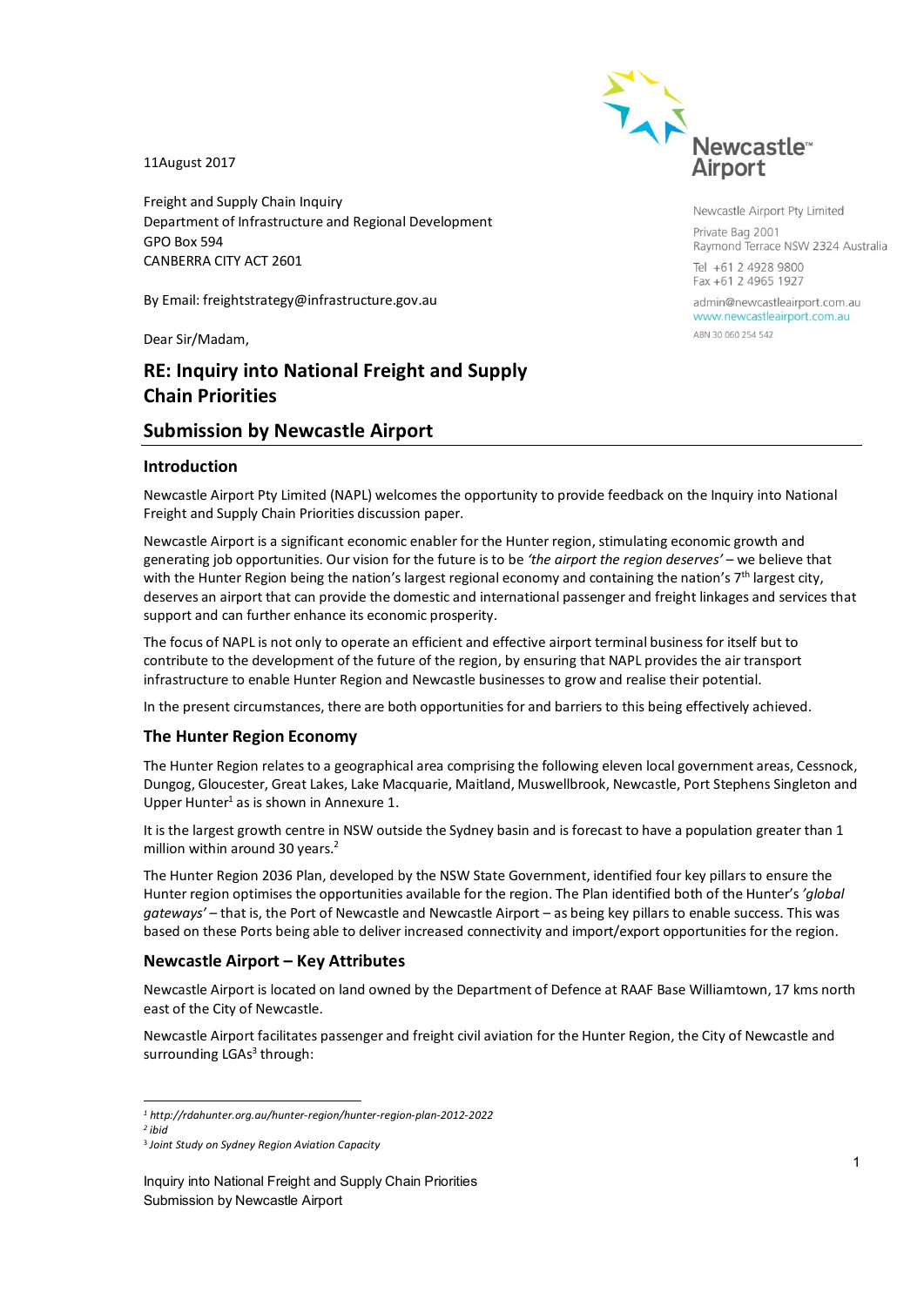11August 2017

Freight and Supply Chain Inquiry
Department of Infrastructure and Regional Development
GPO Box 594
CANBERRA CITY ACT 2601

By Email: freightstrategy@infrastructure.gov.au

Newcastle Airport Pty Limited
Private Bag 2001
Raymond Terrace NSW 2324 Australia
Tel +61 2 4928 9800
Fax +61 2 4965 1927
admin@newcastleairport.com.au
www.newcastleairport.com.au
ABN 30 060 254 542

Dear Sir/Madam,

# RE: Inquiry into National Freight and Supply Chain Priorities

## Submission by Newcastle Airport

### Introduction

Newcastle Airport Pty Limited (NAPL) welcomes the opportunity to provide feedback on the Inquiry into National Freight and Supply Chain Priorities discussion paper.

Newcastle Airport is a significant economic enabler for the Hunter region, stimulating economic growth and generating job opportunities. Our vision for the future is to be *'the airport the region deserves'* – we believe that with the Hunter Region being the nation's largest regional economy and containing the nation's 7th largest city, deserves an airport that can provide the domestic and international passenger and freight linkages and services that support and can further enhance its economic prosperity.

The focus of NAPL is not only to operate an efficient and effective airport terminal business for itself but to contribute to the development of the future of the region, by ensuring that NAPL provides the air transport infrastructure to enable Hunter Region and Newcastle businesses to grow and realise their potential.

In the present circumstances, there are both opportunities for and barriers to this being effectively achieved.

### The Hunter Region Economy

The Hunter Region relates to a geographical area comprising the following eleven local government areas, Cessnock, Dungog, Gloucester, Great Lakes, Lake Macquarie, Maitland, Muswellbrook, Newcastle, Port Stephens Singleton and Upper Hunter[1] as is shown in Annexure 1.

It is the largest growth centre in NSW outside the Sydney basin and is forecast to have a population greater than 1 million within around 30 years.[2]

The Hunter Region 2036 Plan, developed by the NSW State Government, identified four key pillars to ensure the Hunter region optimises the opportunities available for the region. The Plan identified both of the Hunter's *'global gateways'* – that is, the Port of Newcastle and Newcastle Airport – as being key pillars to enable success. This was based on these Ports being able to deliver increased connectivity and import/export opportunities for the region.

### Newcastle Airport – Key Attributes

Newcastle Airport is located on land owned by the Department of Defence at RAAF Base Williamtown, 17 kms north east of the City of Newcastle.

Newcastle Airport facilitates passenger and freight civil aviation for the Hunter Region, the City of Newcastle and surrounding LGAs[3] through:

---

[1] *http://rdahunter.org.au/hunter-region/hunter-region-plan-2012-2022*
[2] *ibid*
[3] *Joint Study on Sydney Region Aviation Capacity*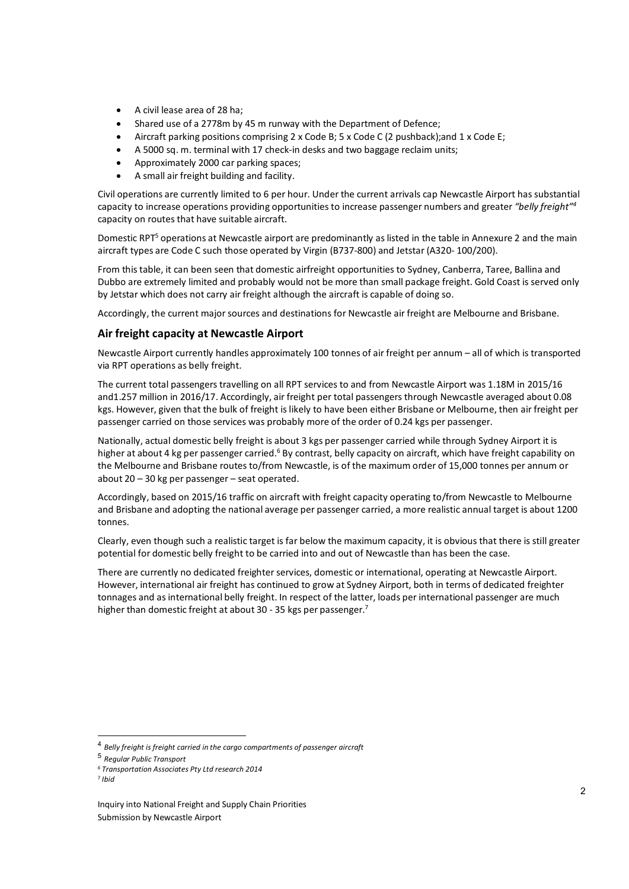- A civil lease area of 28 ha;
- Shared use of a 2778m by 45 m runway with the Department of Defence;
- Aircraft parking positions comprising 2 x Code B; 5 x Code C (2 pushback);and 1 x Code E;
- A 5000 sq. m. terminal with 17 check-in desks and two baggage reclaim units;
- Approximately 2000 car parking spaces;
- A small air freight building and facility.

Civil operations are currently limited to 6 per hour. Under the current arrivals cap Newcastle Airport has substantial capacity to increase operations providing opportunities to increase passenger numbers and greater *"belly freight"*[4] capacity on routes that have suitable aircraft.

Domestic RPT[5] operations at Newcastle airport are predominantly as listed in the table in Annexure 2 and the main aircraft types are Code C such those operated by Virgin (B737-800) and Jetstar (A320- 100/200).

From this table, it can been seen that domestic airfreight opportunities to Sydney, Canberra, Taree, Ballina and Dubbo are extremely limited and probably would not be more than small package freight. Gold Coast is served only by Jetstar which does not carry air freight although the aircraft is capable of doing so.

Accordingly, the current major sources and destinations for Newcastle air freight are Melbourne and Brisbane.

## Air freight capacity at Newcastle Airport

Newcastle Airport currently handles approximately 100 tonnes of air freight per annum – all of which is transported via RPT operations as belly freight.

The current total passengers travelling on all RPT services to and from Newcastle Airport was 1.18M in 2015/16 and1.257 million in 2016/17. Accordingly, air freight per total passengers through Newcastle averaged about 0.08 kgs. However, given that the bulk of freight is likely to have been either Brisbane or Melbourne, then air freight per passenger carried on those services was probably more of the order of 0.24 kgs per passenger.

Nationally, actual domestic belly freight is about 3 kgs per passenger carried while through Sydney Airport it is higher at about 4 kg per passenger carried.[6] By contrast, belly capacity on aircraft, which have freight capability on the Melbourne and Brisbane routes to/from Newcastle, is of the maximum order of 15,000 tonnes per annum or about 20 – 30 kg per passenger – seat operated.

Accordingly, based on 2015/16 traffic on aircraft with freight capacity operating to/from Newcastle to Melbourne and Brisbane and adopting the national average per passenger carried, a more realistic annual target is about 1200 tonnes.

Clearly, even though such a realistic target is far below the maximum capacity, it is obvious that there is still greater potential for domestic belly freight to be carried into and out of Newcastle than has been the case.

There are currently no dedicated freighter services, domestic or international, operating at Newcastle Airport. However, international air freight has continued to grow at Sydney Airport, both in terms of dedicated freighter tonnages and as international belly freight. In respect of the latter, loads per international passenger are much higher than domestic freight at about 30 - 35 kgs per passenger.[7]

---

[4] *Belly freight is freight carried in the cargo compartments of passenger aircraft*

[5] *Regular Public Transport*

[6] *Transportation Associates Pty Ltd research 2014*

[7] *Ibid*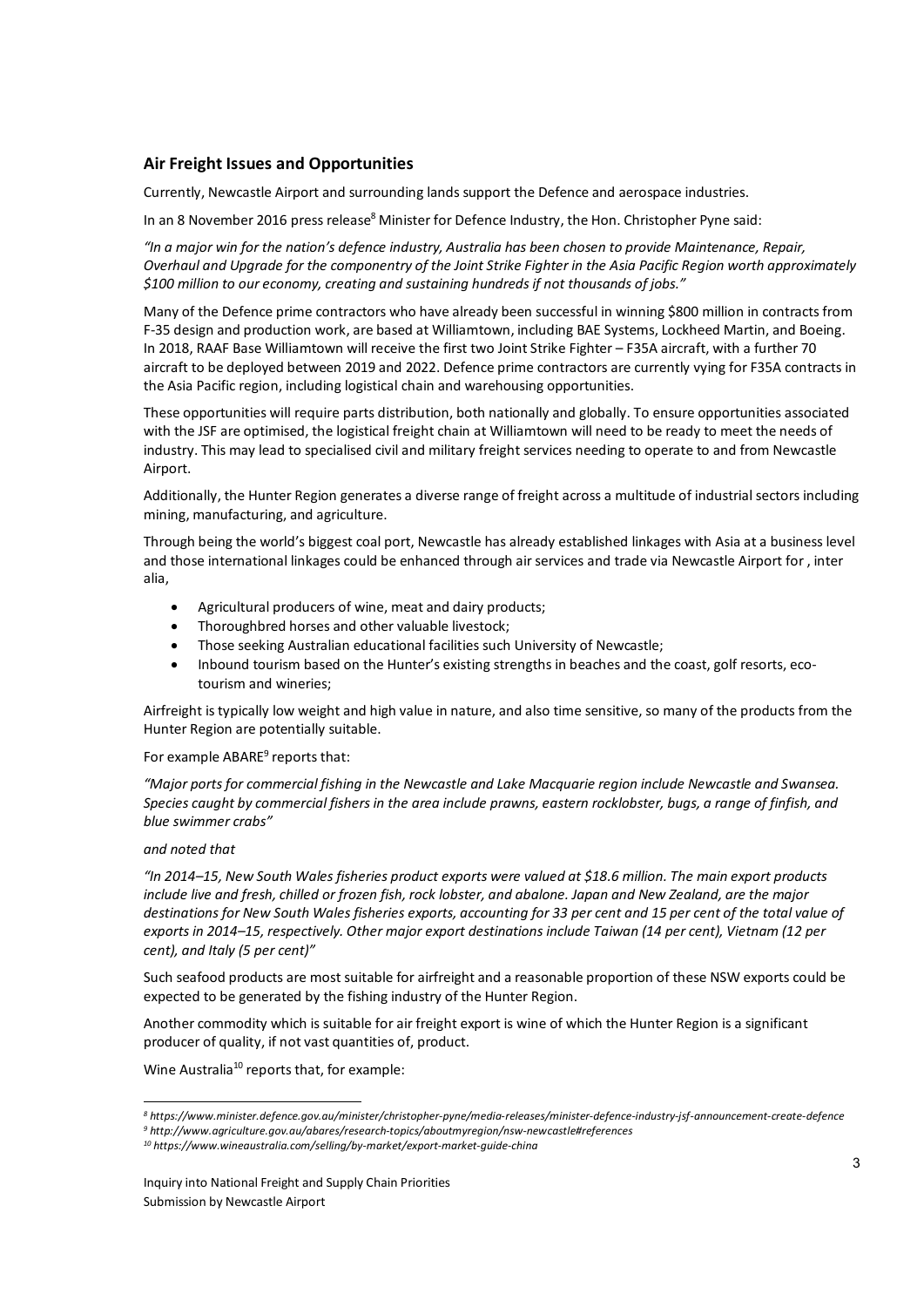## Air Freight Issues and Opportunities

Currently, Newcastle Airport and surrounding lands support the Defence and aerospace industries.

In an 8 November 2016 press release[8] Minister for Defence Industry, the Hon. Christopher Pyne said:

*"In a major win for the nation's defence industry, Australia has been chosen to provide Maintenance, Repair, Overhaul and Upgrade for the componentry of the Joint Strike Fighter in the Asia Pacific Region worth approximately $100 million to our economy, creating and sustaining hundreds if not thousands of jobs."*

Many of the Defence prime contractors who have already been successful in winning $800 million in contracts from F-35 design and production work, are based at Williamtown, including BAE Systems, Lockheed Martin, and Boeing. In 2018, RAAF Base Williamtown will receive the first two Joint Strike Fighter – F35A aircraft, with a further 70 aircraft to be deployed between 2019 and 2022. Defence prime contractors are currently vying for F35A contracts in the Asia Pacific region, including logistical chain and warehousing opportunities.

These opportunities will require parts distribution, both nationally and globally. To ensure opportunities associated with the JSF are optimised, the logistical freight chain at Williamtown will need to be ready to meet the needs of industry. This may lead to specialised civil and military freight services needing to operate to and from Newcastle Airport.

Additionally, the Hunter Region generates a diverse range of freight across a multitude of industrial sectors including mining, manufacturing, and agriculture.

Through being the world's biggest coal port, Newcastle has already established linkages with Asia at a business level and those international linkages could be enhanced through air services and trade via Newcastle Airport for , inter alia,

- Agricultural producers of wine, meat and dairy products;
- Thoroughbred horses and other valuable livestock;
- Those seeking Australian educational facilities such University of Newcastle;
- Inbound tourism based on the Hunter's existing strengths in beaches and the coast, golf resorts, eco-tourism and wineries;

Airfreight is typically low weight and high value in nature, and also time sensitive, so many of the products from the Hunter Region are potentially suitable.

For example ABARE[9] reports that:

*"Major ports for commercial fishing in the Newcastle and Lake Macquarie region include Newcastle and Swansea. Species caught by commercial fishers in the area include prawns, eastern rocklobster, bugs, a range of finfish, and blue swimmer crabs"*

*and noted that*

*"In 2014–15, New South Wales fisheries product exports were valued at $18.6 million. The main export products include live and fresh, chilled or frozen fish, rock lobster, and abalone. Japan and New Zealand, are the major destinations for New South Wales fisheries exports, accounting for 33 per cent and 15 per cent of the total value of exports in 2014–15, respectively. Other major export destinations include Taiwan (14 per cent), Vietnam (12 per cent), and Italy (5 per cent)"*

Such seafood products are most suitable for airfreight and a reasonable proportion of these NSW exports could be expected to be generated by the fishing industry of the Hunter Region.

Another commodity which is suitable for air freight export is wine of which the Hunter Region is a significant producer of quality, if not vast quantities of, product.

Wine Australia[10] reports that, for example:

---

*[8] https://www.minister.defence.gov.au/minister/christopher-pyne/media-releases/minister-defence-industry-jsf-announcement-create-defence*
*[9] http://www.agriculture.gov.au/abares/research-topics/aboutmyregion/nsw-newcastle#references*
*[10] https://www.wineaustralia.com/selling/by-market/export-market-guide-china*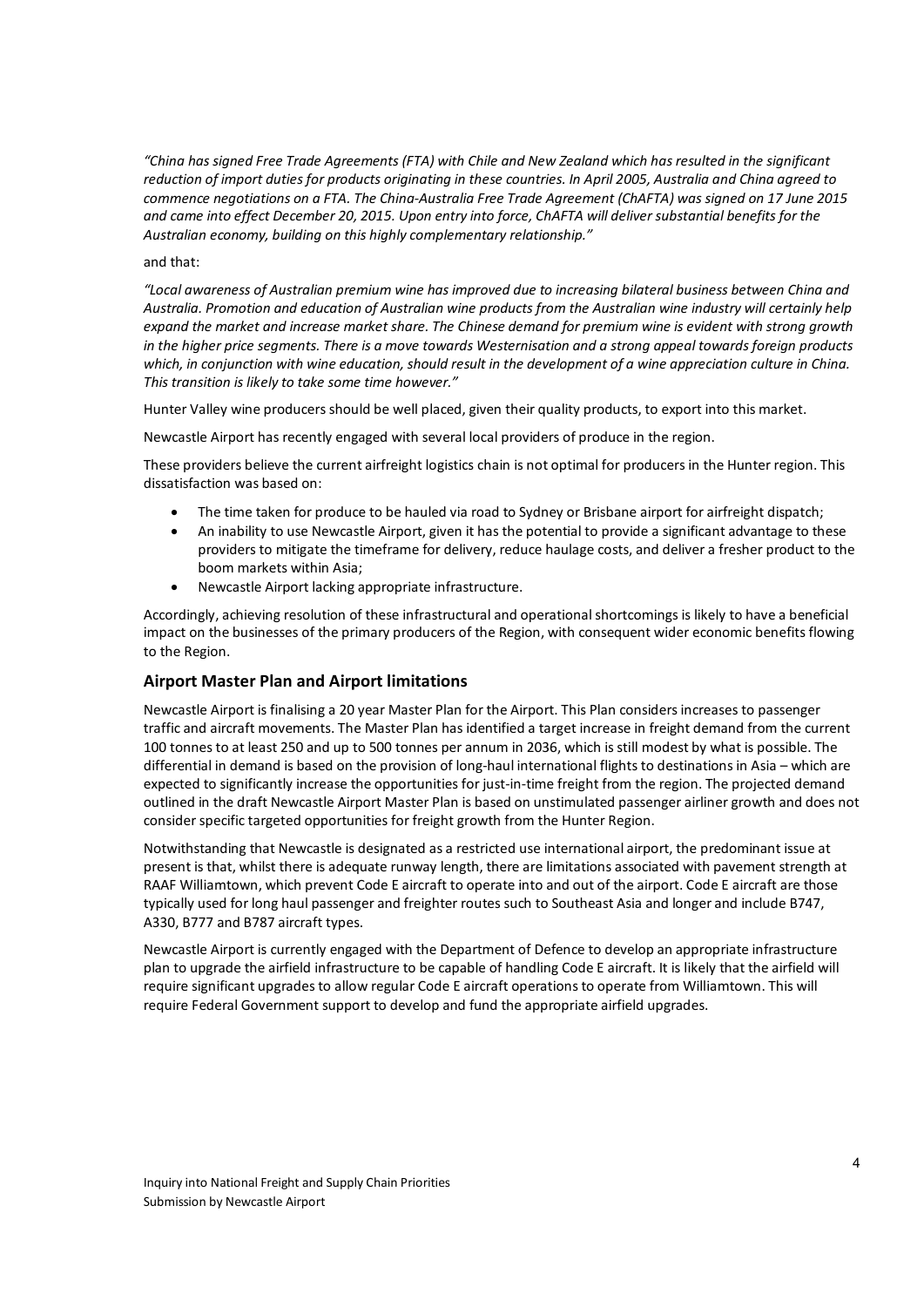*"China has signed Free Trade Agreements (FTA) with Chile and New Zealand which has resulted in the significant reduction of import duties for products originating in these countries. In April 2005, Australia and China agreed to commence negotiations on a FTA. The China-Australia Free Trade Agreement (ChAFTA) was signed on 17 June 2015 and came into effect December 20, 2015. Upon entry into force, ChAFTA will deliver substantial benefits for the Australian economy, building on this highly complementary relationship."*

and that:

*"Local awareness of Australian premium wine has improved due to increasing bilateral business between China and Australia. Promotion and education of Australian wine products from the Australian wine industry will certainly help expand the market and increase market share. The Chinese demand for premium wine is evident with strong growth in the higher price segments. There is a move towards Westernisation and a strong appeal towards foreign products which, in conjunction with wine education, should result in the development of a wine appreciation culture in China. This transition is likely to take some time however."*

Hunter Valley wine producers should be well placed, given their quality products, to export into this market.

Newcastle Airport has recently engaged with several local providers of produce in the region.

These providers believe the current airfreight logistics chain is not optimal for producers in the Hunter region. This dissatisfaction was based on:

- The time taken for produce to be hauled via road to Sydney or Brisbane airport for airfreight dispatch;
- An inability to use Newcastle Airport, given it has the potential to provide a significant advantage to these providers to mitigate the timeframe for delivery, reduce haulage costs, and deliver a fresher product to the boom markets within Asia;
- Newcastle Airport lacking appropriate infrastructure.

Accordingly, achieving resolution of these infrastructural and operational shortcomings is likely to have a beneficial impact on the businesses of the primary producers of the Region, with consequent wider economic benefits flowing to the Region.

## Airport Master Plan and Airport limitations

Newcastle Airport is finalising a 20 year Master Plan for the Airport. This Plan considers increases to passenger traffic and aircraft movements. The Master Plan has identified a target increase in freight demand from the current 100 tonnes to at least 250 and up to 500 tonnes per annum in 2036, which is still modest by what is possible. The differential in demand is based on the provision of long-haul international flights to destinations in Asia – which are expected to significantly increase the opportunities for just-in-time freight from the region. The projected demand outlined in the draft Newcastle Airport Master Plan is based on unstimulated passenger airliner growth and does not consider specific targeted opportunities for freight growth from the Hunter Region.

Notwithstanding that Newcastle is designated as a restricted use international airport, the predominant issue at present is that, whilst there is adequate runway length, there are limitations associated with pavement strength at RAAF Williamtown, which prevent Code E aircraft to operate into and out of the airport. Code E aircraft are those typically used for long haul passenger and freighter routes such to Southeast Asia and longer and include B747, A330, B777 and B787 aircraft types.

Newcastle Airport is currently engaged with the Department of Defence to develop an appropriate infrastructure plan to upgrade the airfield infrastructure to be capable of handling Code E aircraft. It is likely that the airfield will require significant upgrades to allow regular Code E aircraft operations to operate from Williamtown. This will require Federal Government support to develop and fund the appropriate airfield upgrades.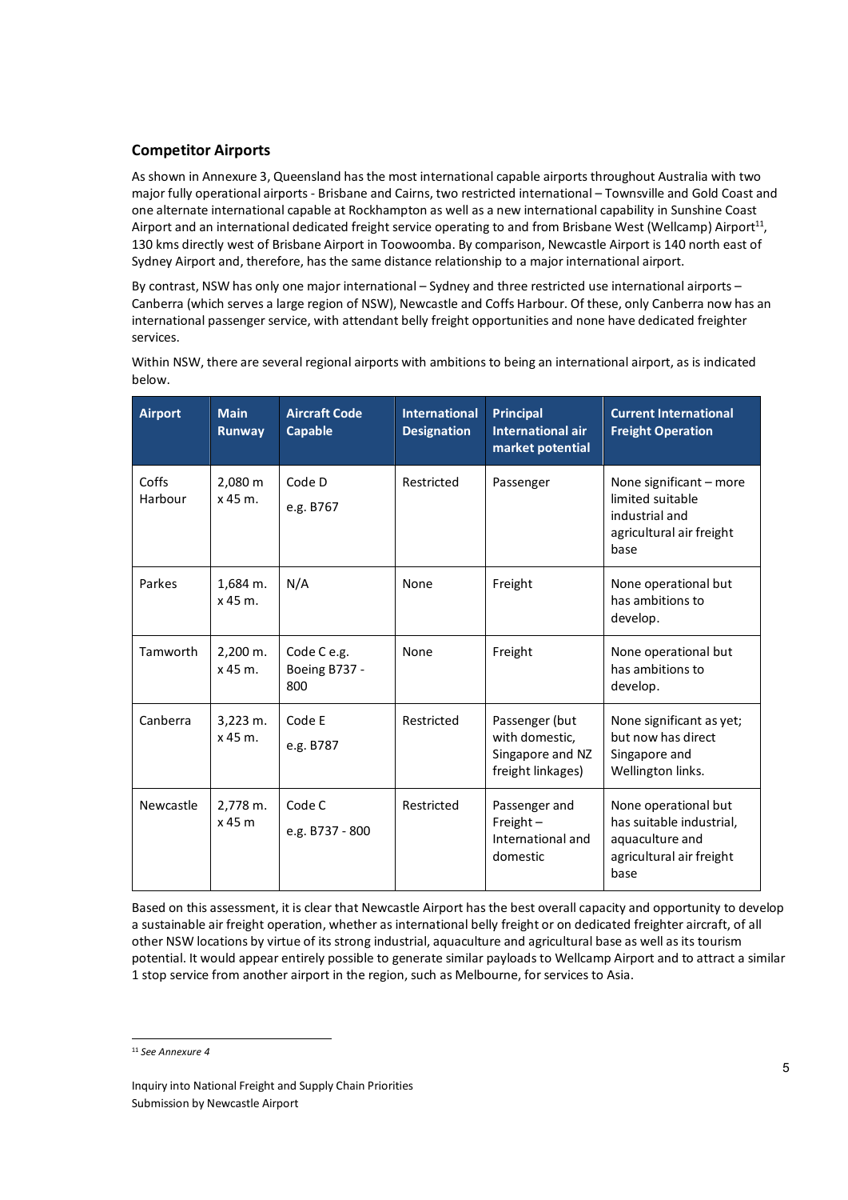### Competitor Airports

As shown in Annexure 3, Queensland has the most international capable airports throughout Australia with two major fully operational airports - Brisbane and Cairns, two restricted international – Townsville and Gold Coast and one alternate international capable at Rockhampton as well as a new international capability in Sunshine Coast Airport and an international dedicated freight service operating to and from Brisbane West (Wellcamp) Airport[11], 130 kms directly west of Brisbane Airport in Toowoomba. By comparison, Newcastle Airport is 140 north east of Sydney Airport and, therefore, has the same distance relationship to a major international airport.

By contrast, NSW has only one major international – Sydney and three restricted use international airports – Canberra (which serves a large region of NSW), Newcastle and Coffs Harbour. Of these, only Canberra now has an international passenger service, with attendant belly freight opportunities and none have dedicated freighter services.

Within NSW, there are several regional airports with ambitions to being an international airport, as is indicated below.

| Airport | Main Runway | Aircraft Code Capable | International Designation | Principal International air market potential | Current International Freight Operation |
|---|---|---|---|---|---|
| Coffs Harbour | 2,080 m x 45 m. | Code D e.g. B767 | Restricted | Passenger | None significant – more limited suitable industrial and agricultural air freight base |
| Parkes | 1,684 m. x 45 m. | N/A | None | Freight | None operational but has ambitions to develop. |
| Tamworth | 2,200 m. x 45 m. | Code C e.g. Boeing B737 - 800 | None | Freight | None operational but has ambitions to develop. |
| Canberra | 3,223 m. x 45 m. | Code E e.g. B787 | Restricted | Passenger (but with domestic, Singapore and NZ freight linkages) | None significant as yet; but now has direct Singapore and Wellington links. |
| Newcastle | 2,778 m. x 45 m | Code C e.g. B737 - 800 | Restricted | Passenger and Freight – International and domestic | None operational but has suitable industrial, aquaculture and agricultural air freight base |

Based on this assessment, it is clear that Newcastle Airport has the best overall capacity and opportunity to develop a sustainable air freight operation, whether as international belly freight or on dedicated freighter aircraft, of all other NSW locations by virtue of its strong industrial, aquaculture and agricultural base as well as its tourism potential. It would appear entirely possible to generate similar payloads to Wellcamp Airport and to attract a similar 1 stop service from another airport in the region, such as Melbourne, for services to Asia.

[11] *See Annexure 4*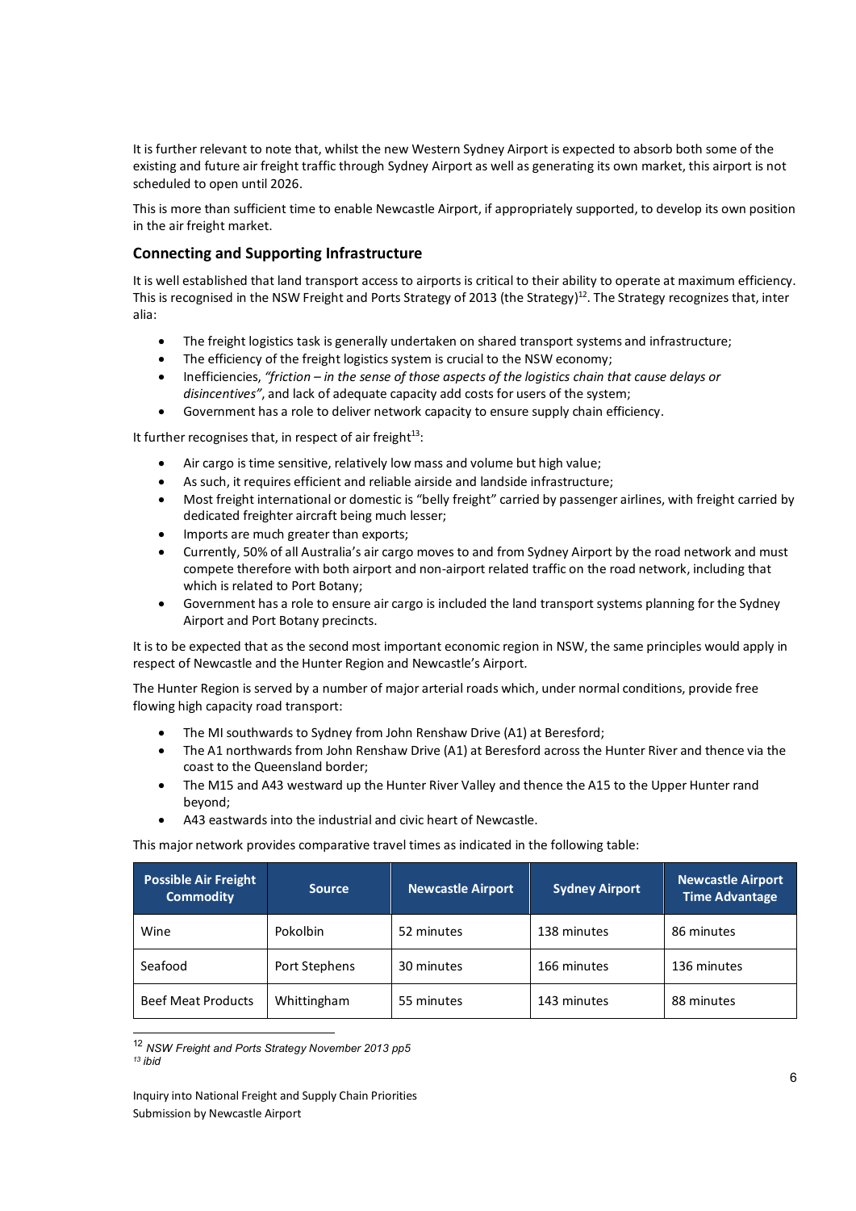It is further relevant to note that, whilst the new Western Sydney Airport is expected to absorb both some of the existing and future air freight traffic through Sydney Airport as well as generating its own market, this airport is not scheduled to open until 2026.

This is more than sufficient time to enable Newcastle Airport, if appropriately supported, to develop its own position in the air freight market.

## Connecting and Supporting Infrastructure

It is well established that land transport access to airports is critical to their ability to operate at maximum efficiency. This is recognised in the NSW Freight and Ports Strategy of 2013 (the Strategy)[12]. The Strategy recognizes that, inter alia:

- The freight logistics task is generally undertaken on shared transport systems and infrastructure;
- The efficiency of the freight logistics system is crucial to the NSW economy;
- Inefficiencies, *"friction – in the sense of those aspects of the logistics chain that cause delays or disincentives"*, and lack of adequate capacity add costs for users of the system;
- Government has a role to deliver network capacity to ensure supply chain efficiency.

It further recognises that, in respect of air freight[13]:

- Air cargo is time sensitive, relatively low mass and volume but high value;
- As such, it requires efficient and reliable airside and landside infrastructure;
- Most freight international or domestic is "belly freight" carried by passenger airlines, with freight carried by dedicated freighter aircraft being much lesser;
- Imports are much greater than exports;
- Currently, 50% of all Australia's air cargo moves to and from Sydney Airport by the road network and must compete therefore with both airport and non-airport related traffic on the road network, including that which is related to Port Botany;
- Government has a role to ensure air cargo is included the land transport systems planning for the Sydney Airport and Port Botany precincts.

It is to be expected that as the second most important economic region in NSW, the same principles would apply in respect of Newcastle and the Hunter Region and Newcastle's Airport.

The Hunter Region is served by a number of major arterial roads which, under normal conditions, provide free flowing high capacity road transport:

- The MI southwards to Sydney from John Renshaw Drive (A1) at Beresford;
- The A1 northwards from John Renshaw Drive (A1) at Beresford across the Hunter River and thence via the coast to the Queensland border;
- The M15 and A43 westward up the Hunter River Valley and thence the A15 to the Upper Hunter rand beyond;
- A43 eastwards into the industrial and civic heart of Newcastle.

This major network provides comparative travel times as indicated in the following table:

| Possible Air Freight Commodity | Source | Newcastle Airport | Sydney Airport | Newcastle Airport Time Advantage |
|---|---|---|---|---|
| Wine | Pokolbin | 52 minutes | 138 minutes | 86 minutes |
| Seafood | Port Stephens | 30 minutes | 166 minutes | 136 minutes |
| Beef Meat Products | Whittingham | 55 minutes | 143 minutes | 88 minutes |

[12] *NSW Freight and Ports Strategy November 2013 pp5*
[13] *ibid*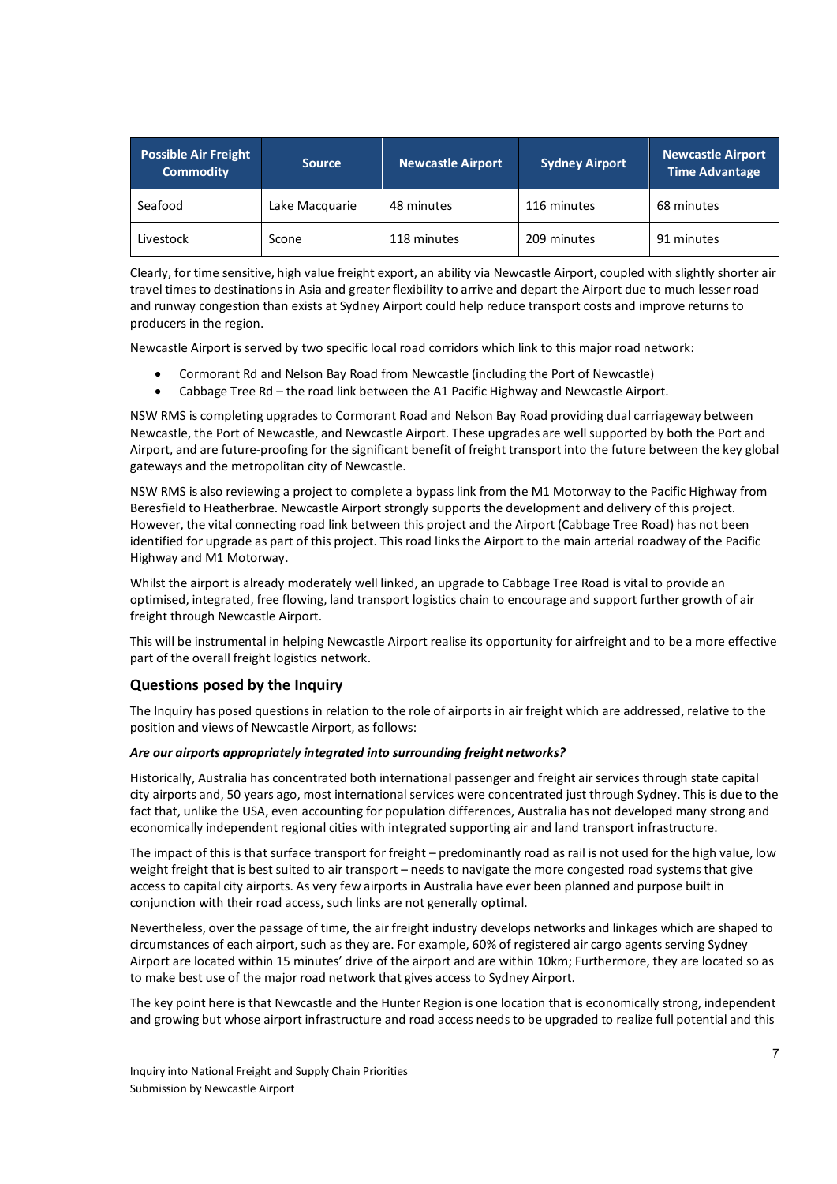| Possible Air Freight Commodity | Source | Newcastle Airport | Sydney Airport | Newcastle Airport Time Advantage |
|---|---|---|---|---|
| Seafood | Lake Macquarie | 48 minutes | 116 minutes | 68 minutes |
| Livestock | Scone | 118 minutes | 209 minutes | 91 minutes |

Clearly, for time sensitive, high value freight export, an ability via Newcastle Airport, coupled with slightly shorter air travel times to destinations in Asia and greater flexibility to arrive and depart the Airport due to much lesser road and runway congestion than exists at Sydney Airport could help reduce transport costs and improve returns to producers in the region.

Newcastle Airport is served by two specific local road corridors which link to this major road network:

- Cormorant Rd and Nelson Bay Road from Newcastle (including the Port of Newcastle)
- Cabbage Tree Rd – the road link between the A1 Pacific Highway and Newcastle Airport.

NSW RMS is completing upgrades to Cormorant Road and Nelson Bay Road providing dual carriageway between Newcastle, the Port of Newcastle, and Newcastle Airport. These upgrades are well supported by both the Port and Airport, and are future-proofing for the significant benefit of freight transport into the future between the key global gateways and the metropolitan city of Newcastle.

NSW RMS is also reviewing a project to complete a bypass link from the M1 Motorway to the Pacific Highway from Beresfield to Heatherbrae. Newcastle Airport strongly supports the development and delivery of this project. However, the vital connecting road link between this project and the Airport (Cabbage Tree Road) has not been identified for upgrade as part of this project. This road links the Airport to the main arterial roadway of the Pacific Highway and M1 Motorway.

Whilst the airport is already moderately well linked, an upgrade to Cabbage Tree Road is vital to provide an optimised, integrated, free flowing, land transport logistics chain to encourage and support further growth of air freight through Newcastle Airport.

This will be instrumental in helping Newcastle Airport realise its opportunity for airfreight and to be a more effective part of the overall freight logistics network.

### Questions posed by the Inquiry

The Inquiry has posed questions in relation to the role of airports in air freight which are addressed, relative to the position and views of Newcastle Airport, as follows:

***Are our airports appropriately integrated into surrounding freight networks?***

Historically, Australia has concentrated both international passenger and freight air services through state capital city airports and, 50 years ago, most international services were concentrated just through Sydney. This is due to the fact that, unlike the USA, even accounting for population differences, Australia has not developed many strong and economically independent regional cities with integrated supporting air and land transport infrastructure.

The impact of this is that surface transport for freight – predominantly road as rail is not used for the high value, low weight freight that is best suited to air transport – needs to navigate the more congested road systems that give access to capital city airports. As very few airports in Australia have ever been planned and purpose built in conjunction with their road access, such links are not generally optimal.

Nevertheless, over the passage of time, the air freight industry develops networks and linkages which are shaped to circumstances of each airport, such as they are. For example, 60% of registered air cargo agents serving Sydney Airport are located within 15 minutes' drive of the airport and are within 10km; Furthermore, they are located so as to make best use of the major road network that gives access to Sydney Airport.

The key point here is that Newcastle and the Hunter Region is one location that is economically strong, independent and growing but whose airport infrastructure and road access needs to be upgraded to realize full potential and this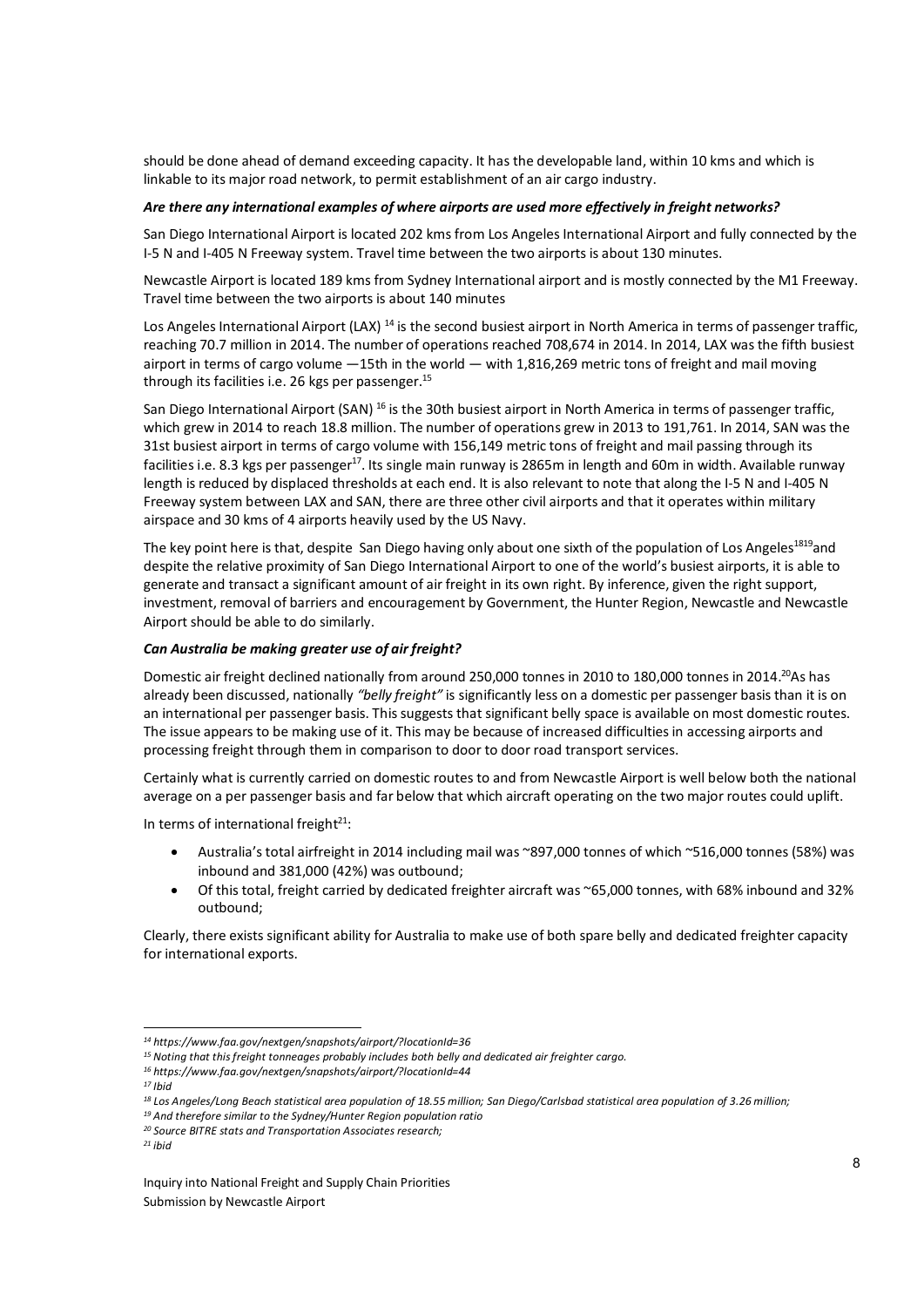should be done ahead of demand exceeding capacity. It has the developable land, within 10 kms and which is linkable to its major road network, to permit establishment of an air cargo industry.

***Are there any international examples of where airports are used more effectively in freight networks?***

San Diego International Airport is located 202 kms from Los Angeles International Airport and fully connected by the I-5 N and I-405 N Freeway system. Travel time between the two airports is about 130 minutes.

Newcastle Airport is located 189 kms from Sydney International airport and is mostly connected by the M1 Freeway. Travel time between the two airports is about 140 minutes

Los Angeles International Airport (LAX) [14] is the second busiest airport in North America in terms of passenger traffic, reaching 70.7 million in 2014. The number of operations reached 708,674 in 2014. In 2014, LAX was the fifth busiest airport in terms of cargo volume —15th in the world — with 1,816,269 metric tons of freight and mail moving through its facilities i.e. 26 kgs per passenger.[15]

San Diego International Airport (SAN) [16] is the 30th busiest airport in North America in terms of passenger traffic, which grew in 2014 to reach 18.8 million. The number of operations grew in 2013 to 191,761. In 2014, SAN was the 31st busiest airport in terms of cargo volume with 156,149 metric tons of freight and mail passing through its facilities i.e. 8.3 kgs per passenger[17]. Its single main runway is 2865m in length and 60m in width. Available runway length is reduced by displaced thresholds at each end. It is also relevant to note that along the I-5 N and I-405 N Freeway system between LAX and SAN, there are three other civil airports and that it operates within military airspace and 30 kms of 4 airports heavily used by the US Navy.

The key point here is that, despite San Diego having only about one sixth of the population of Los Angeles[18][19] and despite the relative proximity of San Diego International Airport to one of the world's busiest airports, it is able to generate and transact a significant amount of air freight in its own right. By inference, given the right support, investment, removal of barriers and encouragement by Government, the Hunter Region, Newcastle and Newcastle Airport should be able to do similarly.

***Can Australia be making greater use of air freight?***

Domestic air freight declined nationally from around 250,000 tonnes in 2010 to 180,000 tonnes in 2014.[20] As has already been discussed, nationally *"belly freight"* is significantly less on a domestic per passenger basis than it is on an international per passenger basis. This suggests that significant belly space is available on most domestic routes. The issue appears to be making use of it. This may be because of increased difficulties in accessing airports and processing freight through them in comparison to door to door road transport services.

Certainly what is currently carried on domestic routes to and from Newcastle Airport is well below both the national average on a per passenger basis and far below that which aircraft operating on the two major routes could uplift.

In terms of international freight[21]:

- Australia's total airfreight in 2014 including mail was ~897,000 tonnes of which ~516,000 tonnes (58%) was inbound and 381,000 (42%) was outbound;
- Of this total, freight carried by dedicated freighter aircraft was ~65,000 tonnes, with 68% inbound and 32% outbound;

Clearly, there exists significant ability for Australia to make use of both spare belly and dedicated freighter capacity for international exports.

---

*[14] https://www.faa.gov/nextgen/snapshots/airport/?locationId=36*

*[15] Noting that this freight tonneages probably includes both belly and dedicated air freighter cargo.*

*[16] https://www.faa.gov/nextgen/snapshots/airport/?locationId=44*

*[17] Ibid*

*[18] Los Angeles/Long Beach statistical area population of 18.55 million; San Diego/Carlsbad statistical area population of 3.26 million;*

*[19] And therefore similar to the Sydney/Hunter Region population ratio*

*[20] Source BITRE stats and Transportation Associates research;*

*[21] ibid*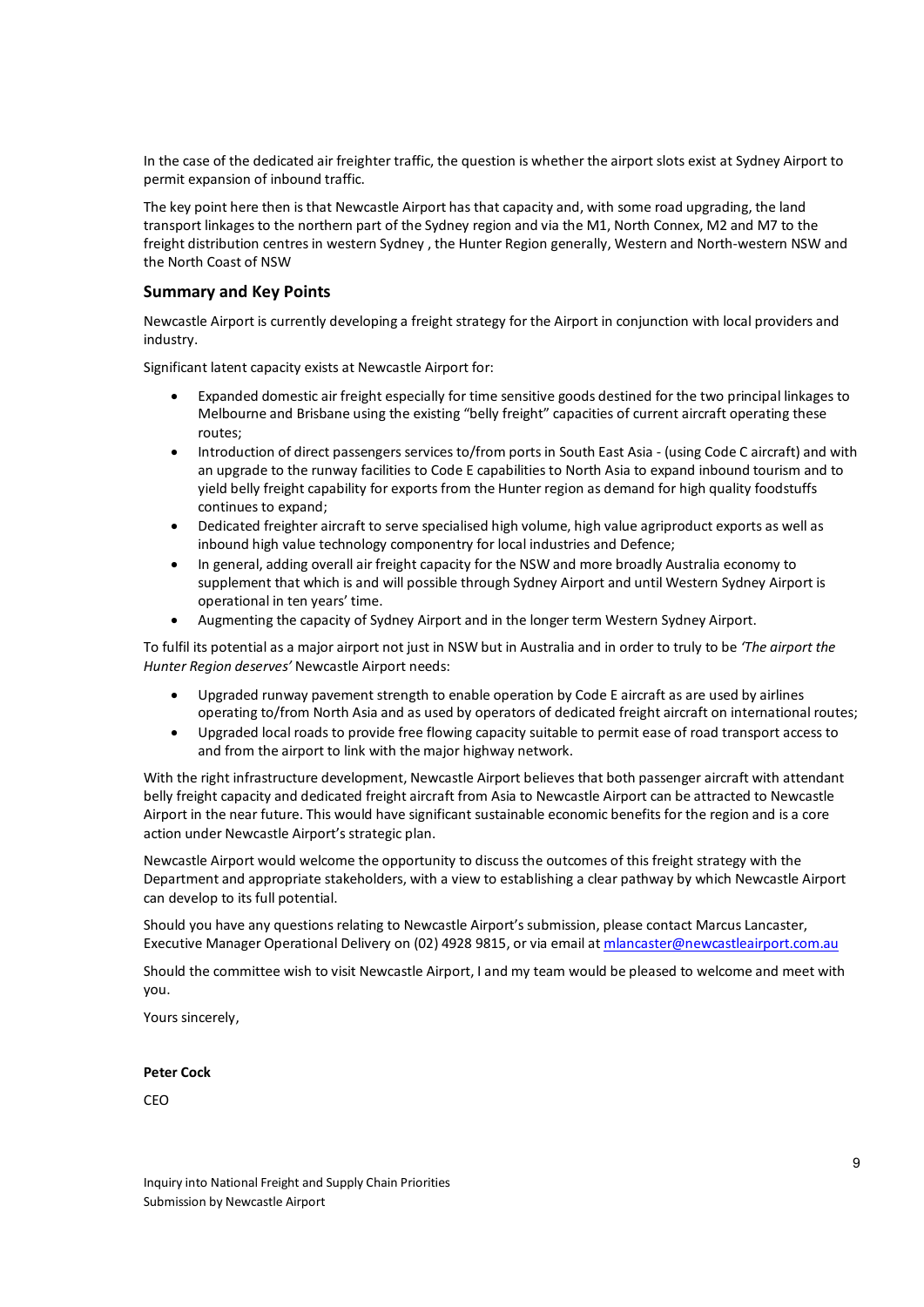In the case of the dedicated air freighter traffic, the question is whether the airport slots exist at Sydney Airport to permit expansion of inbound traffic.

The key point here then is that Newcastle Airport has that capacity and, with some road upgrading, the land transport linkages to the northern part of the Sydney region and via the M1, North Connex, M2 and M7 to the freight distribution centres in western Sydney , the Hunter Region generally, Western and North-western NSW and the North Coast of NSW

## Summary and Key Points

Newcastle Airport is currently developing a freight strategy for the Airport in conjunction with local providers and industry.

Significant latent capacity exists at Newcastle Airport for:

- Expanded domestic air freight especially for time sensitive goods destined for the two principal linkages to Melbourne and Brisbane using the existing "belly freight" capacities of current aircraft operating these routes;
- Introduction of direct passengers services to/from ports in South East Asia - (using Code C aircraft) and with an upgrade to the runway facilities to Code E capabilities to North Asia to expand inbound tourism and to yield belly freight capability for exports from the Hunter region as demand for high quality foodstuffs continues to expand;
- Dedicated freighter aircraft to serve specialised high volume, high value agriproduct exports as well as inbound high value technology componentry for local industries and Defence;
- In general, adding overall air freight capacity for the NSW and more broadly Australia economy to supplement that which is and will possible through Sydney Airport and until Western Sydney Airport is operational in ten years' time.
- Augmenting the capacity of Sydney Airport and in the longer term Western Sydney Airport.

To fulfil its potential as a major airport not just in NSW but in Australia and in order to truly to be *'The airport the Hunter Region deserves'* Newcastle Airport needs:

- Upgraded runway pavement strength to enable operation by Code E aircraft as are used by airlines operating to/from North Asia and as used by operators of dedicated freight aircraft on international routes;
- Upgraded local roads to provide free flowing capacity suitable to permit ease of road transport access to and from the airport to link with the major highway network.

With the right infrastructure development, Newcastle Airport believes that both passenger aircraft with attendant belly freight capacity and dedicated freight aircraft from Asia to Newcastle Airport can be attracted to Newcastle Airport in the near future. This would have significant sustainable economic benefits for the region and is a core action under Newcastle Airport's strategic plan.

Newcastle Airport would welcome the opportunity to discuss the outcomes of this freight strategy with the Department and appropriate stakeholders, with a view to establishing a clear pathway by which Newcastle Airport can develop to its full potential.

Should you have any questions relating to Newcastle Airport's submission, please contact Marcus Lancaster, Executive Manager Operational Delivery on (02) 4928 9815, or via email at mlancaster@newcastleairport.com.au

Should the committee wish to visit Newcastle Airport, I and my team would be pleased to welcome and meet with you.

Yours sincerely,

**Peter Cock**

CEO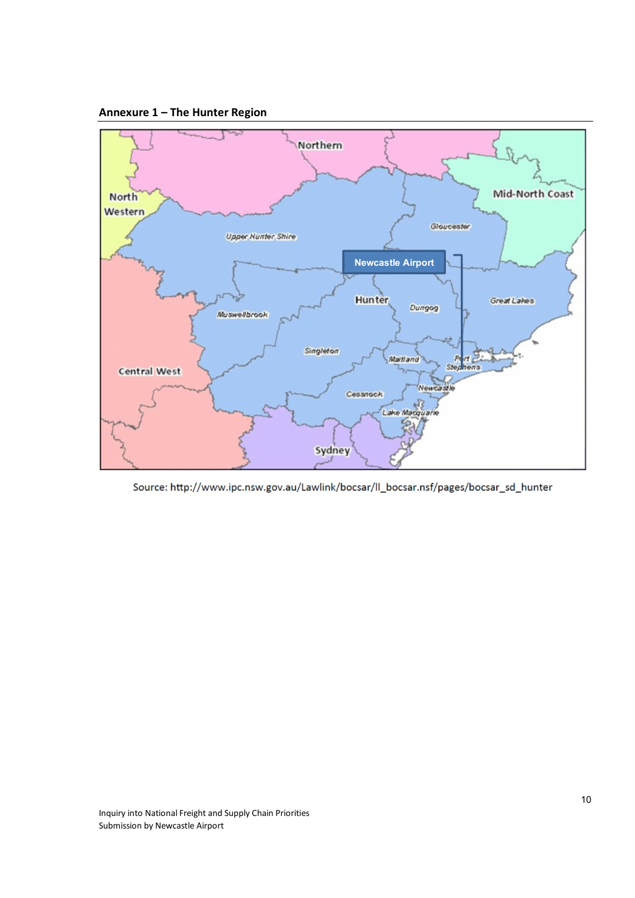## Annexure 1 – The Hunter Region

Source: http://www.ipc.nsw.gov.au/Lawlink/bocsar/ll_bocsar.nsf/pages/bocsar_sd_hunter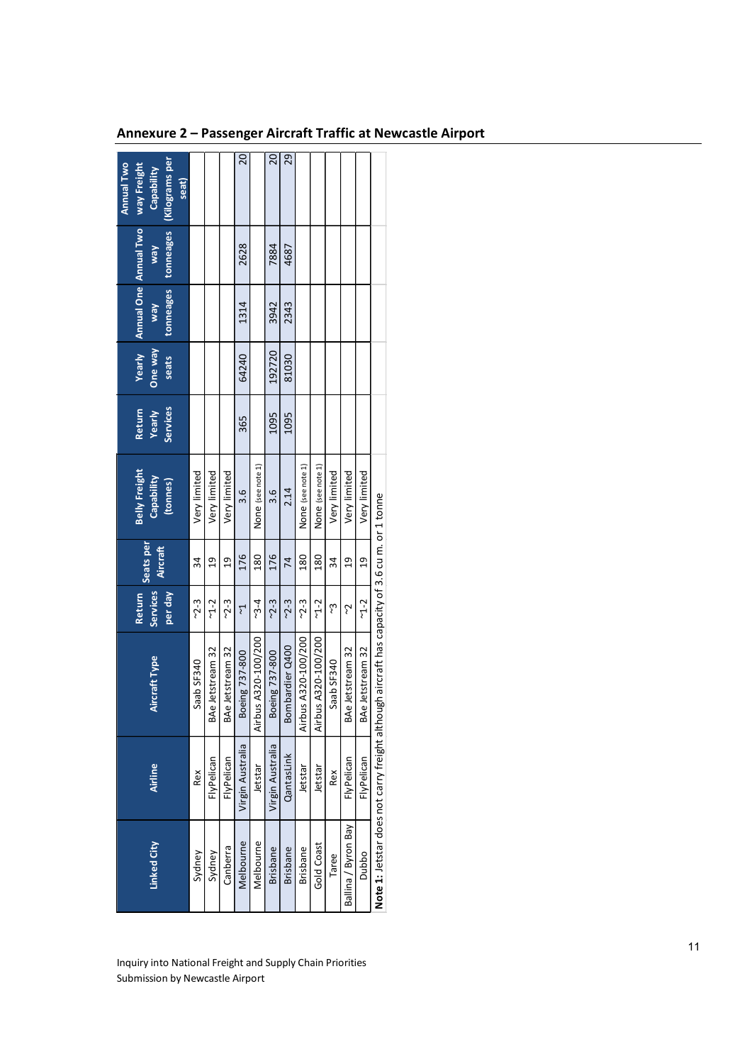## Annexure 2 – Passenger Aircraft Traffic at Newcastle Airport

| Linked City | Airline | Aircraft Type | Return Services per day | Seats per Aircraft | Belly Freight Capability (tonnes) | Return Yearly Services | Yearly One way seats | Annual One way tonneages | Annual Two way tonneages | Annual Two way Freight Capability (Kilograms per seat) |
|---|---|---|---|---|---|---|---|---|---|---|
| Sydney | Rex | Saab SF340 | ~2-3 | 34 | Very limited | | | | | |
| Sydney | FlyPelican | BAe Jetstream 32 | ~1-2 | 19 | Very limited | | | | | |
| Canberra | FlyPelican | BAe Jetstream 32 | ~2-3 | 19 | Very limited | | | | | |
| Melbourne | Virgin Australia | Boeing 737-800 | ~1 | 176 | 3.6 | 365 | 64240 | 1314 | 2628 | 20 |
| Melbourne | Jetstar | Airbus A320-100/200 | ~3-4 | 180 | None (see note 1) | | | | | |
| Brisbane | Virgin Australia | Boeing 737-800 | ~2-3 | 176 | 3.6 | 1095 | 192720 | 3942 | 7884 | 20 |
| Brisbane | QantasLink | Bombardier Q400 | ~2-3 | 74 | 2.14 | 1095 | 81030 | 2343 | 4687 | 29 |
| Brisbane | Jetstar | Airbus A320-100/200 | ~2-3 | 180 | None (see note 1) | | | | | |
| Gold Coast | Jetstar | Airbus A320-100/200 | ~1-2 | 180 | None (see note 1) | | | | | |
| Taree | Rex | Saab SF340 | ~3 | 34 | Very limited | | | | | |
| Ballina / Byron Bay | FlyPelican | BAe Jetstream 32 | ~2 | 19 | Very limited | | | | | |
| Dubbo | FlyPelican | BAe Jetstream 32 | ~1-2 | 19 | Very limited | | | | | |

**Note 1:** Jetstar does not carry freight although aircraft has capacity of 3.6 cu m. or 1 tonne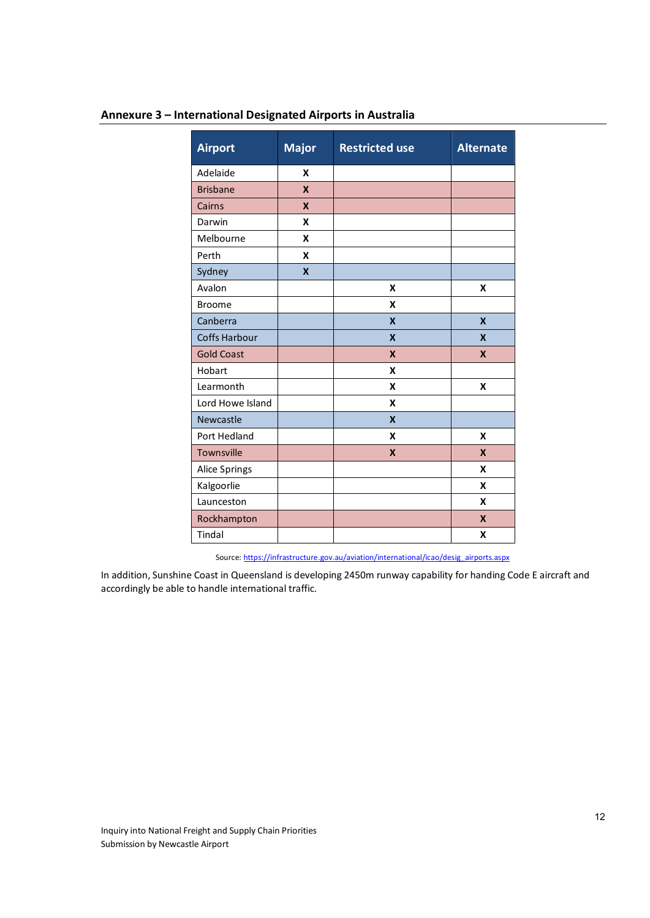## Annexure 3 – International Designated Airports in Australia

| Airport | Major | Restricted use | Alternate |
|---|---|---|---|
| Adelaide | X | | |
| Brisbane | X | | |
| Cairns | X | | |
| Darwin | X | | |
| Melbourne | X | | |
| Perth | X | | |
| Sydney | X | | |
| Avalon | | X | X |
| Broome | | X | |
| Canberra | | X | X |
| Coffs Harbour | | X | X |
| Gold Coast | | X | X |
| Hobart | | X | |
| Learmonth | | X | X |
| Lord Howe Island | | X | |
| Newcastle | | X | |
| Port Hedland | | X | X |
| Townsville | | X | X |
| Alice Springs | | | X |
| Kalgoorlie | | | X |
| Launceston | | | X |
| Rockhampton | | | X |
| Tindal | | | X |

Source: https://infrastructure.gov.au/aviation/international/icao/desig_airports.aspx

In addition, Sunshine Coast in Queensland is developing 2450m runway capability for handing Code E aircraft and accordingly be able to handle international traffic.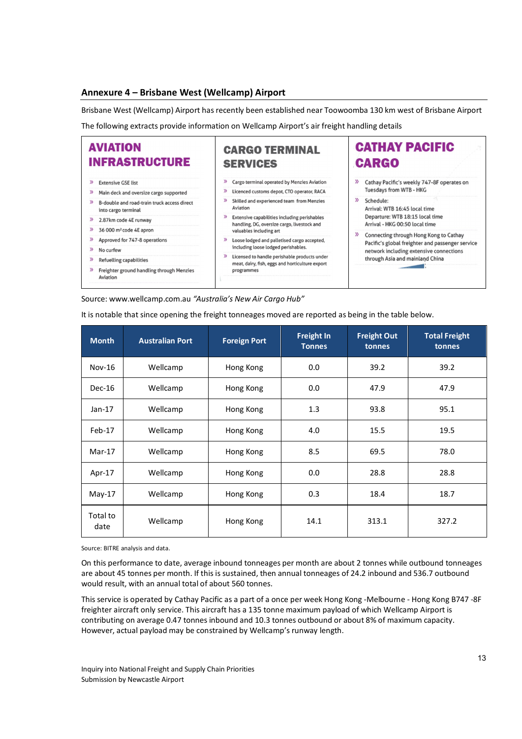### Annexure 4 – Brisbane West (Wellcamp) Airport

Brisbane West (Wellcamp) Airport has recently been established near Toowoomba 130 km west of Brisbane Airport

The following extracts provide information on Wellcamp Airport's air freight handling details

**AVIATION INFRASTRUCTURE**

- Extensive GSE list
- Main deck and oversize cargo supported
- B-double and road-train truck access direct into cargo terminal
- 2.87km code 4E runway
- 36 000 m² code 4E apron
- Approved for 747-8 operations
- No curfew
- Refuelling capabilities
- Freighter ground handling through Menzies Aviation

**CARGO TERMINAL SERVICES**

- Cargo terminal operated by Menzies Aviation
- Licenced customs depot, CTO operator, RACA
- Skilled and experienced team from Menzies Aviation
- Extensive capabilities including perishables handling, DG, oversize cargo, livestock and valuables including art
- Loose lodged and palletised cargo accepted, including loose lodged perishables.
- Licensed to handle perishable products under meat, dairy, fish, eggs and horticulture export programmes

**CATHAY PACIFIC CARGO**

- Cathay Pacific's weekly 747-8F operates on Tuesdays from WTB - HKG
- Schedule:
  Arrival: WTB 16:45 local time
  Departure: WTB 18:15 local time
  Arrival - HKG 00:50 local time
- Connecting through Hong Kong to Cathay Pacific's global freighter and passenger service network including extensive connections through Asia and mainland China

Source: www.wellcamp.com.au *"Australia's New Air Cargo Hub"*

It is notable that since opening the freight tonneages moved are reported as being in the table below.

| Month | Australian Port | Foreign Port | Freight In Tonnes | Freight Out tonnes | Total Freight tonnes |
|---|---|---|---|---|---|
| Nov-16 | Wellcamp | Hong Kong | 0.0 | 39.2 | 39.2 |
| Dec-16 | Wellcamp | Hong Kong | 0.0 | 47.9 | 47.9 |
| Jan-17 | Wellcamp | Hong Kong | 1.3 | 93.8 | 95.1 |
| Feb-17 | Wellcamp | Hong Kong | 4.0 | 15.5 | 19.5 |
| Mar-17 | Wellcamp | Hong Kong | 8.5 | 69.5 | 78.0 |
| Apr-17 | Wellcamp | Hong Kong | 0.0 | 28.8 | 28.8 |
| May-17 | Wellcamp | Hong Kong | 0.3 | 18.4 | 18.7 |
| Total to date | Wellcamp | Hong Kong | 14.1 | 313.1 | 327.2 |

Source: BITRE analysis and data.

On this performance to date, average inbound tonneages per month are about 2 tonnes while outbound tonneages are about 45 tonnes per month. If this is sustained, then annual tonneages of 24.2 inbound and 536.7 outbound would result, with an annual total of about 560 tonnes.

This service is operated by Cathay Pacific as a part of a once per week Hong Kong -Melbourne - Hong Kong B747 -8F freighter aircraft only service. This aircraft has a 135 tonne maximum payload of which Wellcamp Airport is contributing on average 0.47 tonnes inbound and 10.3 tonnes outbound or about 8% of maximum capacity. However, actual payload may be constrained by Wellcamp's runway length.